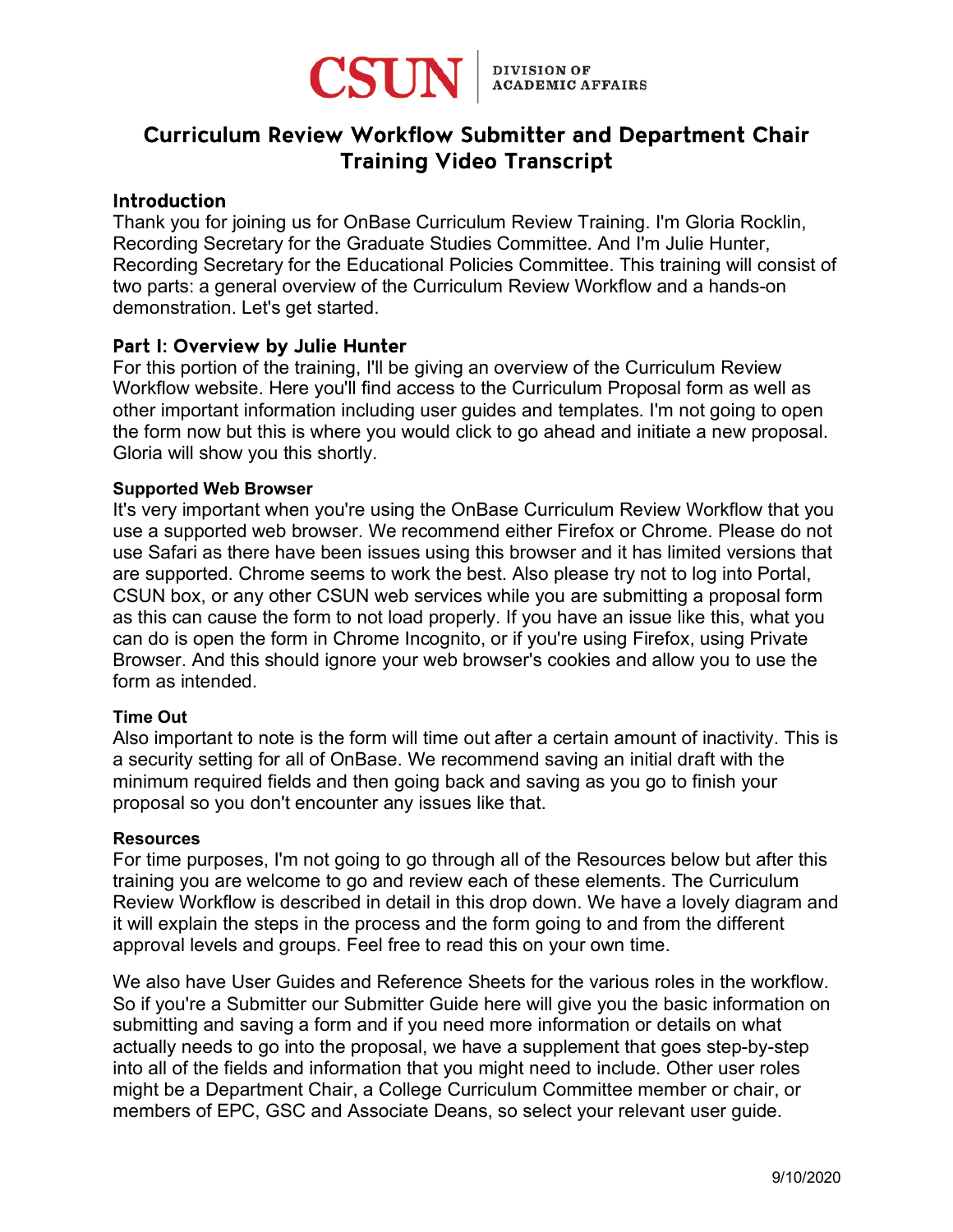CSUN | DIVISION OF ACADEMIC AFFAIRS

# Curriculum Review Workflow Submitter and Department Chair Training Video Transcript

## Introduction

Thank you for joining us for OnBase Curriculum Review Training. I'm Gloria Rocklin, Recording Secretary for the Graduate Studies Committee. And I'm Julie Hunter, Recording Secretary for the Educational Policies Committee. This training will consist of two parts: a general overview of the Curriculum Review Workflow and a hands-on demonstration. Let's get started.

## Part I: Overview by Julie Hunter

For this portion of the training, I'll be giving an overview of the Curriculum Review Workflow website. Here you'll find access to the Curriculum Proposal form as well as other important information including user guides and templates. I'm not going to open the form now but this is where you would click to go ahead and initiate a new proposal. Gloria will show you this shortly.

### Supported Web Browser

It's very important when you're using the OnBase Curriculum Review Workflow that you use a supported web browser. We recommend either Firefox or Chrome. Please do not use Safari as there have been issues using this browser and it has limited versions that are supported. Chrome seems to work the best. Also please try not to log into Portal, CSUN box, or any other CSUN web services while you are submitting a proposal form as this can cause the form to not load properly. If you have an issue like this, what you can do is open the form in Chrome Incognito, or if you're using Firefox, using Private Browser. And this should ignore your web browser's cookies and allow you to use the form as intended.

### Time Out

Also important to note is the form will time out after a certain amount of inactivity. This is a security setting for all of OnBase. We recommend saving an initial draft with the minimum required fields and then going back and saving as you go to finish your proposal so you don't encounter any issues like that.

### Resources

For time purposes, I'm not going to go through all of the Resources below but after this training you are welcome to go and review each of these elements. The Curriculum Review Workflow is described in detail in this drop down. We have a lovely diagram and it will explain the steps in the process and the form going to and from the different approval levels and groups. Feel free to read this on your own time.

We also have User Guides and Reference Sheets for the various roles in the workflow. So if you're a Submitter our Submitter Guide here will give you the basic information on submitting and saving a form and if you need more information or details on what actually needs to go into the proposal, we have a supplement that goes step-by-step into all of the fields and information that you might need to include. Other user roles might be a Department Chair, a College Curriculum Committee member or chair, or members of EPC, GSC and Associate Deans, so select your relevant user guide.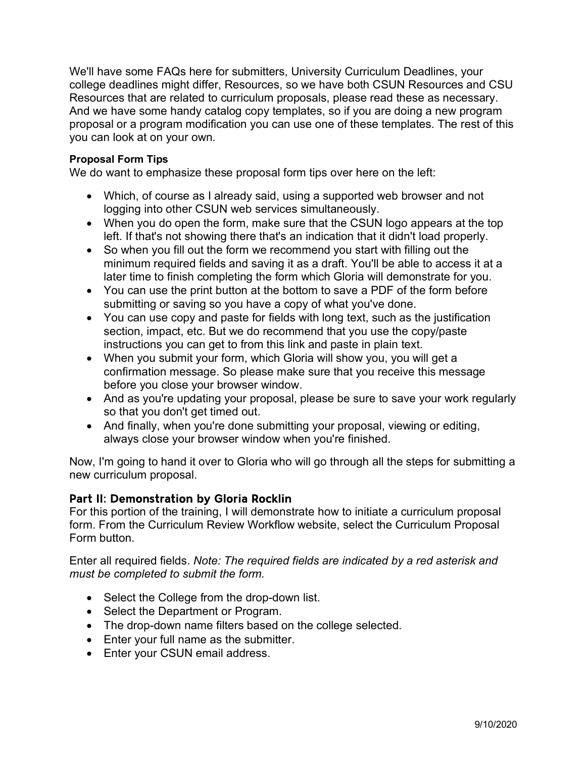We'll have some FAQs here for submitters, University Curriculum Deadlines, your college deadlines might differ, Resources, so we have both CSUN Resources and CSU Resources that are related to curriculum proposals, please read these as necessary. And we have some handy catalog copy templates, so if you are doing a new program proposal or a program modification you can use one of these templates. The rest of this you can look at on your own.

#### Proposal Form Tips

We do want to emphasize these proposal form tips over here on the left:

- Which, of course as I already said, using a supported web browser and not logging into other CSUN web services simultaneously.
- When you do open the form, make sure that the CSUN logo appears at the top left. If that's not showing there that's an indication that it didn't load properly.
- So when you fill out the form we recommend you start with filling out the minimum required fields and saving it as a draft. You'll be able to access it at a later time to finish completing the form which Gloria will demonstrate for you.
- You can use the print button at the bottom to save a PDF of the form before submitting or saving so you have a copy of what you've done.
- You can use copy and paste for fields with long text, such as the justification section, impact, etc. But we do recommend that you use the copy/paste instructions you can get to from this link and paste in plain text.
- When you submit your form, which Gloria will show you, you will get a confirmation message. So please make sure that you receive this message before you close your browser window.
- And as you're updating your proposal, please be sure to save your work regularly so that you don't get timed out.
- And finally, when you're done submitting your proposal, viewing or editing, always close your browser window when you're finished.

Now, I'm going to hand it over to Gloria who will go through all the steps for submitting a new curriculum proposal.

### Part II: Demonstration by Gloria Rocklin

For this portion of the training, I will demonstrate how to initiate a curriculum proposal form. From the Curriculum Review Workflow website, select the Curriculum Proposal Form button.

Enter all required fields. *Note: The required fields are indicated by a red asterisk and must be completed to submit the form.*

- Select the College from the drop-down list.
- Select the Department or Program.
- The drop-down name filters based on the college selected.
- Enter your full name as the submitter.
- Enter your CSUN email address.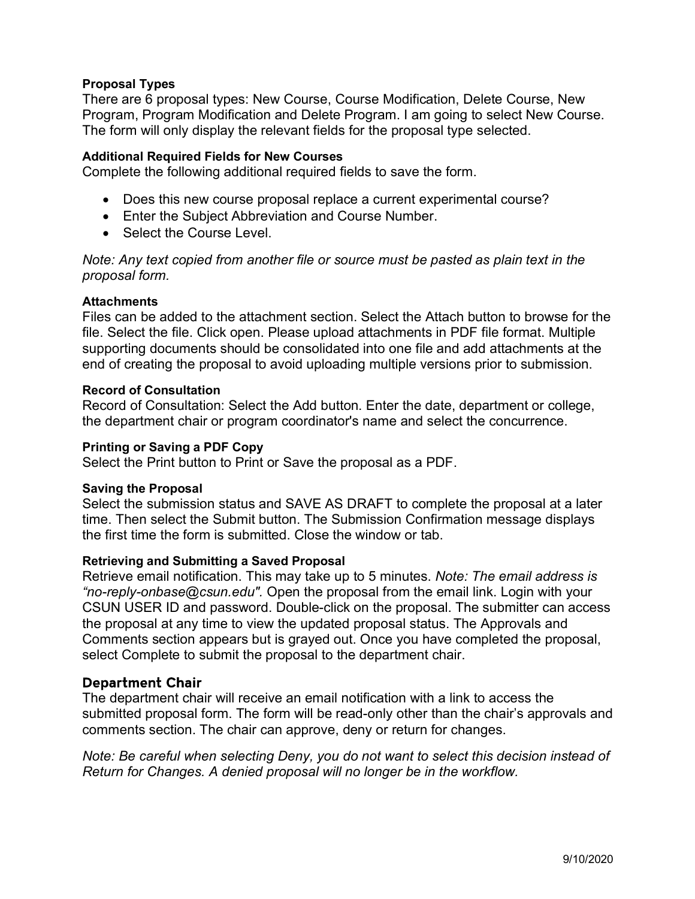#### Proposal Types

There are 6 proposal types: New Course, Course Modification, Delete Course, New Program, Program Modification and Delete Program. I am going to select New Course. The form will only display the relevant fields for the proposal type selected.

#### Additional Required Fields for New Courses

Complete the following additional required fields to save the form.

- Does this new course proposal replace a current experimental course?
- Enter the Subject Abbreviation and Course Number.
- Select the Course Level.

*Note: Any text copied from another file or source must be pasted as plain text in the proposal form.*

#### Attachments

Files can be added to the attachment section. Select the Attach button to browse for the file. Select the file. Click open. Please upload attachments in PDF file format. Multiple supporting documents should be consolidated into one file and add attachments at the end of creating the proposal to avoid uploading multiple versions prior to submission.

#### Record of Consultation

Record of Consultation: Select the Add button. Enter the date, department or college, the department chair or program coordinator's name and select the concurrence.

#### Printing or Saving a PDF Copy

Select the Print button to Print or Save the proposal as a PDF.

#### Saving the Proposal

Select the submission status and SAVE AS DRAFT to complete the proposal at a later time. Then select the Submit button. The Submission Confirmation message displays the first time the form is submitted. Close the window or tab.

#### Retrieving and Submitting a Saved Proposal

Retrieve email notification. This may take up to 5 minutes. *Note: The email address is "no-reply-onbase@csun.edu".* Open the proposal from the email link. Login with your CSUN USER ID and password. Double-click on the proposal. The submitter can access the proposal at any time to view the updated proposal status. The Approvals and Comments section appears but is grayed out. Once you have completed the proposal, select Complete to submit the proposal to the department chair.

### Department Chair

The department chair will receive an email notification with a link to access the submitted proposal form. The form will be read-only other than the chair's approvals and comments section. The chair can approve, deny or return for changes.

*Note: Be careful when selecting Deny, you do not want to select this decision instead of Return for Changes. A denied proposal will no longer be in the workflow.*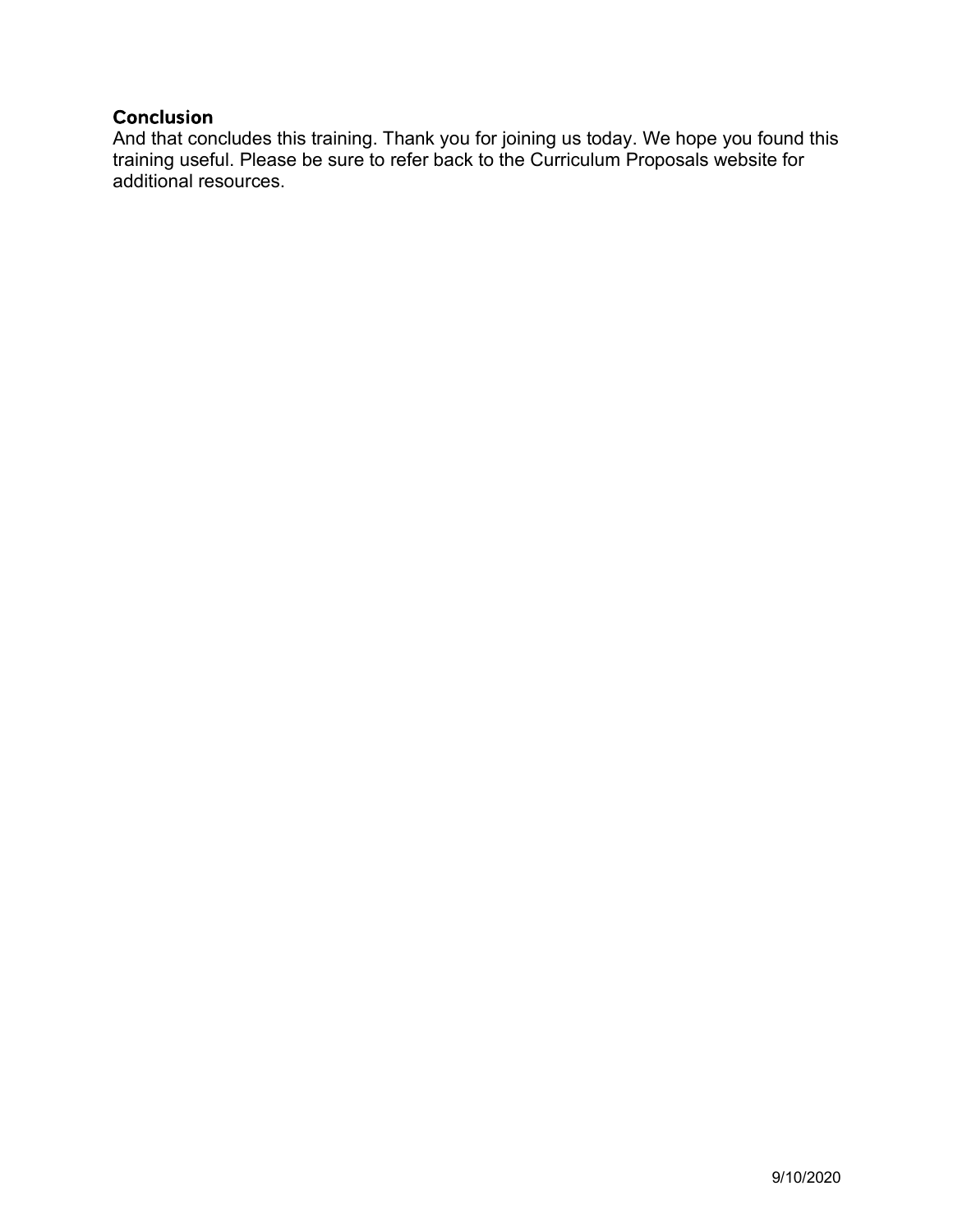## Conclusion

And that concludes this training. Thank you for joining us today. We hope you found this training useful. Please be sure to refer back to the Curriculum Proposals website for additional resources.